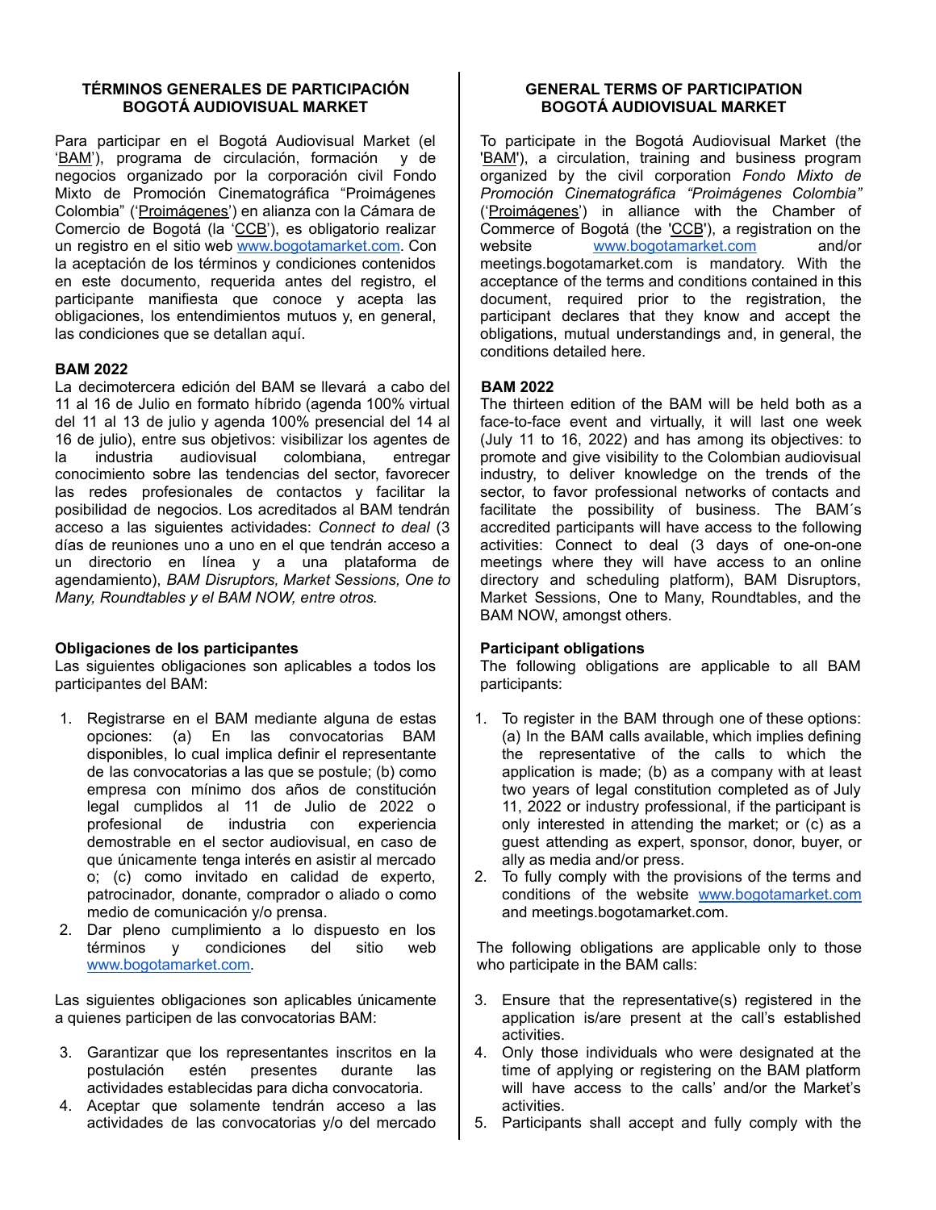## TÉRMINOS GENERALES DE PARTICIPACIÓN BOGOTÁ AUDIOVISUAL MARKET

Para participar en el Bogotá Audiovisual Market (el 'BAM'), programa de circulación, formación y de negocios organizado por la corporación civil Fondo Mixto de Promoción Cinematográfica "Proimágenes Colombia" ('Proimágenes') en alianza con la Cámara de Comercio de Bogotá (la 'CCB'), es obligatorio realizar un registro en el sitio web [www.bogotamarket.com](http://www.bogotamarket.com). Con la aceptación de los términos y condiciones contenidos en este documento, requerida antes del registro, el participante manifiesta que conoce y acepta las obligaciones, los entendimientos mutuos y, en general, las condiciones que se detallan aquí.

**BAM 2022**

La decimotercera edición del BAM se llevará a cabo del 11 al 16 de Julio en formato híbrido (agenda 100% virtual del 11 al 13 de julio y agenda 100% presencial del 14 al 16 de julio), entre sus objetivos: visibilizar los agentes de la industria audiovisual colombiana, entregar conocimiento sobre las tendencias del sector, favorecer las redes profesionales de contactos y facilitar la posibilidad de negocios. Los acreditados al BAM tendrán acceso a las siguientes actividades: *Connect to deal* (3 días de reuniones uno a uno en el que tendrán acceso a un directorio en línea y a una plataforma de agendamiento), *BAM Disruptors, Market Sessions, One to Many, Roundtables y el BAM NOW, entre otros.*

**Obligaciones de los participantes**

Las siguientes obligaciones son aplicables a todos los participantes del BAM:

1. Registrarse en el BAM mediante alguna de estas opciones: (a) En las convocatorias BAM disponibles, lo cual implica definir el representante de las convocatorias a las que se postule; (b) como empresa con mínimo dos años de constitución legal cumplidos al 11 de Julio de 2022 o profesional de industria con experiencia demostrable en el sector audiovisual, en caso de que únicamente tenga interés en asistir al mercado o; (c) como invitado en calidad de experto, patrocinador, donante, comprador o aliado o como medio de comunicación y/o prensa.
2. Dar pleno cumplimiento a lo dispuesto en los términos y condiciones del sitio web [www.bogotamarket.com](http://www.bogotamarket.com).

Las siguientes obligaciones son aplicables únicamente a quienes participen de las convocatorias BAM:

3. Garantizar que los representantes inscritos en la postulación estén presentes durante las actividades establecidas para dicha convocatoria.
4. Aceptar que solamente tendrán acceso a las actividades de las convocatorias y/o del mercado

## GENERAL TERMS OF PARTICIPATION BOGOTÁ AUDIOVISUAL MARKET

To participate in the Bogotá Audiovisual Market (the 'BAM'), a circulation, training and business program organized by the civil corporation *Fondo Mixto de Promoción Cinematográfica "Proimágenes Colombia"* ('Proimágenes') in alliance with the Chamber of Commerce of Bogotá (the 'CCB'), a registration on the website [www.bogotamarket.com](http://www.bogotamarket.com) and/or meetings.bogotamarket.com is mandatory. With the acceptance of the terms and conditions contained in this document, required prior to the registration, the participant declares that they know and accept the obligations, mutual understandings and, in general, the conditions detailed here.

**BAM 2022**

The thirteen edition of the BAM will be held both as a face-to-face event and virtually, it will last one week (July 11 to 16, 2022) and has among its objectives: to promote and give visibility to the Colombian audiovisual industry, to deliver knowledge on the trends of the sector, to favor professional networks of contacts and facilitate the possibility of business. The BAM´s accredited participants will have access to the following activities: Connect to deal (3 days of one-on-one meetings where they will have access to an online directory and scheduling platform), BAM Disruptors, Market Sessions, One to Many, Roundtables, and the BAM NOW, amongst others.

**Participant obligations**

The following obligations are applicable to all BAM participants:

1. To register in the BAM through one of these options: (a) In the BAM calls available, which implies defining the representative of the calls to which the application is made; (b) as a company with at least two years of legal constitution completed as of July 11, 2022 or industry professional, if the participant is only interested in attending the market; or (c) as a guest attending as expert, sponsor, donor, buyer, or ally as media and/or press.
2. To fully comply with the provisions of the terms and conditions of the website [www.bogotamarket.com](http://www.bogotamarket.com) and meetings.bogotamarket.com.

The following obligations are applicable only to those who participate in the BAM calls:

3. Ensure that the representative(s) registered in the application is/are present at the call's established activities.
4. Only those individuals who were designated at the time of applying or registering on the BAM platform will have access to the calls' and/or the Market's activities.
5. Participants shall accept and fully comply with the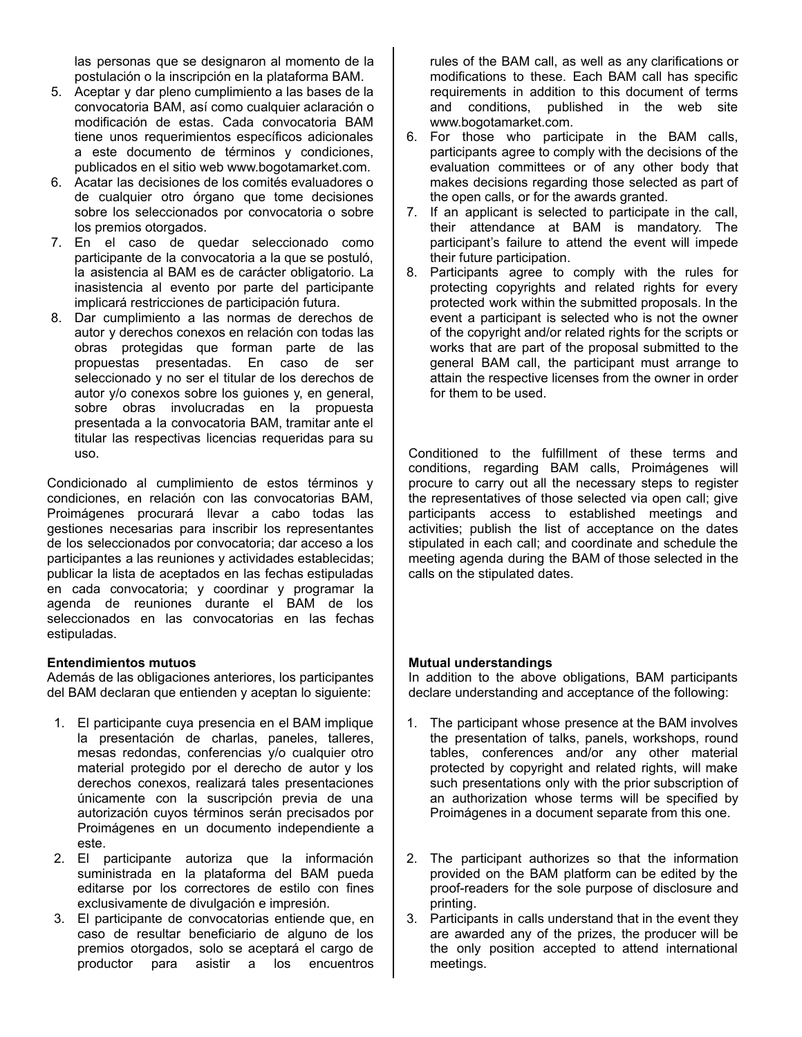las personas que se designaron al momento de la postulación o la inscripción en la plataforma BAM.

5. Aceptar y dar pleno cumplimiento a las bases de la convocatoria BAM, así como cualquier aclaración o modificación de estas. Cada convocatoria BAM tiene unos requerimientos específicos adicionales a este documento de términos y condiciones, publicados en el sitio web www.bogotamarket.com.
6. Acatar las decisiones de los comités evaluadores o de cualquier otro órgano que tome decisiones sobre los seleccionados por convocatoria o sobre los premios otorgados.
7. En el caso de quedar seleccionado como participante de la convocatoria a la que se postuló, la asistencia al BAM es de carácter obligatorio. La inasistencia al evento por parte del participante implicará restricciones de participación futura.
8. Dar cumplimiento a las normas de derechos de autor y derechos conexos en relación con todas las obras protegidas que forman parte de las propuestas presentadas. En caso de ser seleccionado y no ser el titular de los derechos de autor y/o conexos sobre los guiones y, en general, sobre obras involucradas en la propuesta presentada a la convocatoria BAM, tramitar ante el titular las respectivas licencias requeridas para su uso.

Condicionado al cumplimiento de estos términos y condiciones, en relación con las convocatorias BAM, Proimágenes procurará llevar a cabo todas las gestiones necesarias para inscribir los representantes de los seleccionados por convocatoria; dar acceso a los participantes a las reuniones y actividades establecidas; publicar la lista de aceptados en las fechas estipuladas en cada convocatoria; y coordinar y programar la agenda de reuniones durante el BAM de los seleccionados en las convocatorias en las fechas estipuladas.

**Entendimientos mutuos**
Además de las obligaciones anteriores, los participantes del BAM declaran que entienden y aceptan lo siguiente:

1. El participante cuya presencia en el BAM implique la presentación de charlas, paneles, talleres, mesas redondas, conferencias y/o cualquier otro material protegido por el derecho de autor y los derechos conexos, realizará tales presentaciones únicamente con la suscripción previa de una autorización cuyos términos serán precisados por Proimágenes en un documento independiente a este.
2. El participante autoriza que la información suministrada en la plataforma del BAM pueda editarse por los correctores de estilo con fines exclusivamente de divulgación e impresión.
3. El participante de convocatorias entiende que, en caso de resultar beneficiario de alguno de los premios otorgados, solo se aceptará el cargo de productor para asistir a los encuentros

rules of the BAM call, as well as any clarifications or modifications to these. Each BAM call has specific requirements in addition to this document of terms and conditions, published in the web site www.bogotamarket.com.

6. For those who participate in the BAM calls, participants agree to comply with the decisions of the evaluation committees or of any other body that makes decisions regarding those selected as part of the open calls, or for the awards granted.
7. If an applicant is selected to participate in the call, their attendance at BAM is mandatory. The participant's failure to attend the event will impede their future participation.
8. Participants agree to comply with the rules for protecting copyrights and related rights for every protected work within the submitted proposals. In the event a participant is selected who is not the owner of the copyright and/or related rights for the scripts or works that are part of the proposal submitted to the general BAM call, the participant must arrange to attain the respective licenses from the owner in order for them to be used.

Conditioned to the fulfillment of these terms and conditions, regarding BAM calls, Proimágenes will procure to carry out all the necessary steps to register the representatives of those selected via open call; give participants access to established meetings and activities; publish the list of acceptance on the dates stipulated in each call; and coordinate and schedule the meeting agenda during the BAM of those selected in the calls on the stipulated dates.

**Mutual understandings**
In addition to the above obligations, BAM participants declare understanding and acceptance of the following:

1. The participant whose presence at the BAM involves the presentation of talks, panels, workshops, round tables, conferences and/or any other material protected by copyright and related rights, will make such presentations only with the prior subscription of an authorization whose terms will be specified by Proimágenes in a document separate from this one.
2. The participant authorizes so that the information provided on the BAM platform can be edited by the proof-readers for the sole purpose of disclosure and printing.
3. Participants in calls understand that in the event they are awarded any of the prizes, the producer will be the only position accepted to attend international meetings.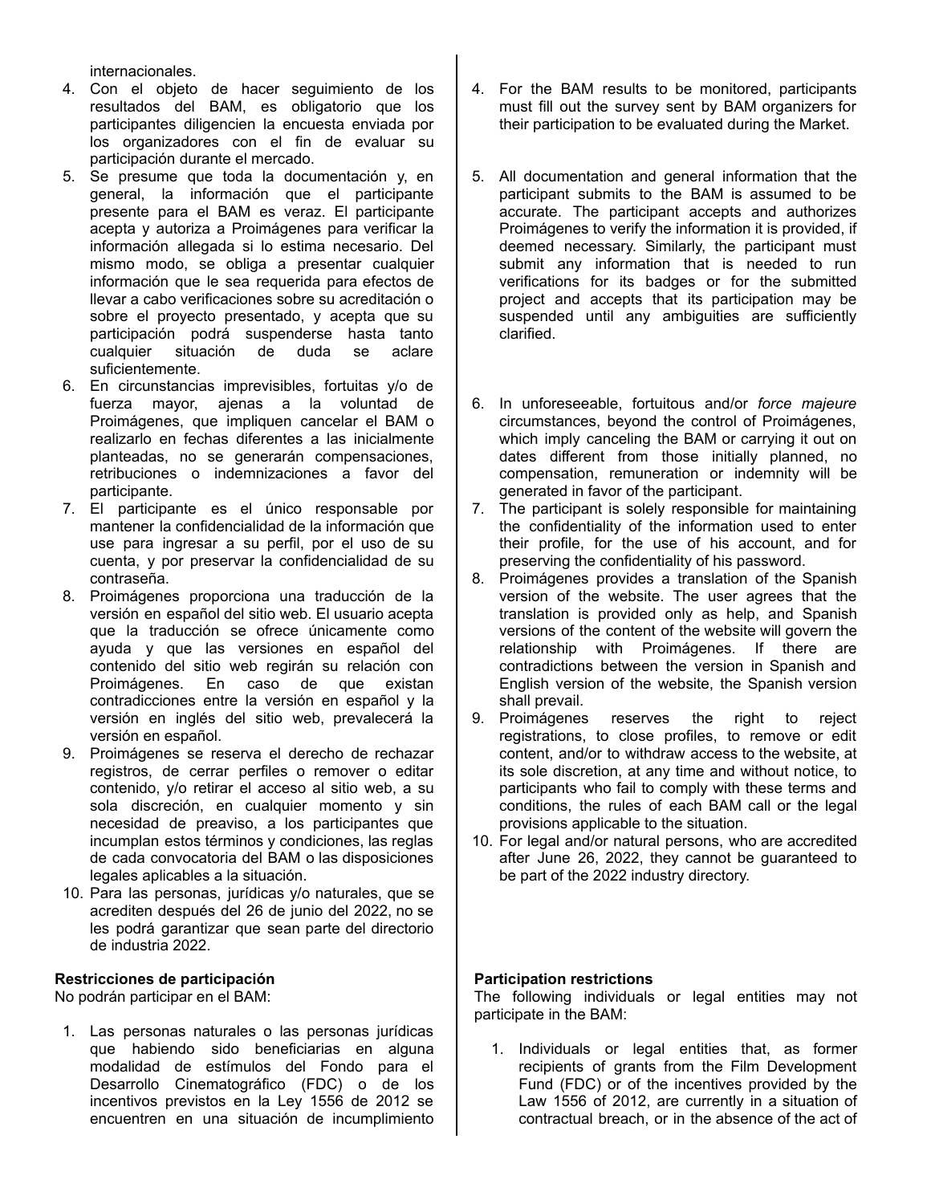internacionales.

4. Con el objeto de hacer seguimiento de los resultados del BAM, es obligatorio que los participantes diligencien la encuesta enviada por los organizadores con el fin de evaluar su participación durante el mercado.
5. Se presume que toda la documentación y, en general, la información que el participante presente para el BAM es veraz. El participante acepta y autoriza a Proimágenes para verificar la información allegada si lo estima necesario. Del mismo modo, se obliga a presentar cualquier información que le sea requerida para efectos de llevar a cabo verificaciones sobre su acreditación o sobre el proyecto presentado, y acepta que su participación podrá suspenderse hasta tanto cualquier situación de duda se aclare suficientemente.
6. En circunstancias imprevisibles, fortuitas y/o de fuerza mayor, ajenas a la voluntad de Proimágenes, que impliquen cancelar el BAM o realizarlo en fechas diferentes a las inicialmente planteadas, no se generarán compensaciones, retribuciones o indemnizaciones a favor del participante.
7. El participante es el único responsable por mantener la confidencialidad de la información que use para ingresar a su perfil, por el uso de su cuenta, y por preservar la confidencialidad de su contraseña.
8. Proimágenes proporciona una traducción de la versión en español del sitio web. El usuario acepta que la traducción se ofrece únicamente como ayuda y que las versiones en español del contenido del sitio web regirán su relación con Proimágenes. En caso de que existan contradicciones entre la versión en español y la versión en inglés del sitio web, prevalecerá la versión en español.
9. Proimágenes se reserva el derecho de rechazar registros, de cerrar perfiles o remover o editar contenido, y/o retirar el acceso al sitio web, a su sola discreción, en cualquier momento y sin necesidad de preaviso, a los participantes que incumplan estos términos y condiciones, las reglas de cada convocatoria del BAM o las disposiciones legales aplicables a la situación.
10. Para las personas, jurídicas y/o naturales, que se acrediten después del 26 de junio del 2022, no se les podrá garantizar que sean parte del directorio de industria 2022.

**Restricciones de participación**

No podrán participar en el BAM:

1. Las personas naturales o las personas jurídicas que habiendo sido beneficiarias en alguna modalidad de estímulos del Fondo para el Desarrollo Cinematográfico (FDC) o de los incentivos previstos en la Ley 1556 de 2012 se encuentren en una situación de incumplimiento

4. For the BAM results to be monitored, participants must fill out the survey sent by BAM organizers for their participation to be evaluated during the Market.
5. All documentation and general information that the participant submits to the BAM is assumed to be accurate. The participant accepts and authorizes Proimágenes to verify the information it is provided, if deemed necessary. Similarly, the participant must submit any information that is needed to run verifications for its badges or for the submitted project and accepts that its participation may be suspended until any ambiguities are sufficiently clarified.
6. In unforeseeable, fortuitous and/or *force majeure* circumstances, beyond the control of Proimágenes, which imply canceling the BAM or carrying it out on dates different from those initially planned, no compensation, remuneration or indemnity will be generated in favor of the participant.
7. The participant is solely responsible for maintaining the confidentiality of the information used to enter their profile, for the use of his account, and for preserving the confidentiality of his password.
8. Proimágenes provides a translation of the Spanish version of the website. The user agrees that the translation is provided only as help, and Spanish versions of the content of the website will govern the relationship with Proimágenes. If there are contradictions between the version in Spanish and English version of the website, the Spanish version shall prevail.
9. Proimágenes reserves the right to reject registrations, to close profiles, to remove or edit content, and/or to withdraw access to the website, at its sole discretion, at any time and without notice, to participants who fail to comply with these terms and conditions, the rules of each BAM call or the legal provisions applicable to the situation.
10. For legal and/or natural persons, who are accredited after June 26, 2022, they cannot be guaranteed to be part of the 2022 industry directory.

**Participation restrictions**

The following individuals or legal entities may not participate in the BAM:

1. Individuals or legal entities that, as former recipients of grants from the Film Development Fund (FDC) or of the incentives provided by the Law 1556 of 2012, are currently in a situation of contractual breach, or in the absence of the act of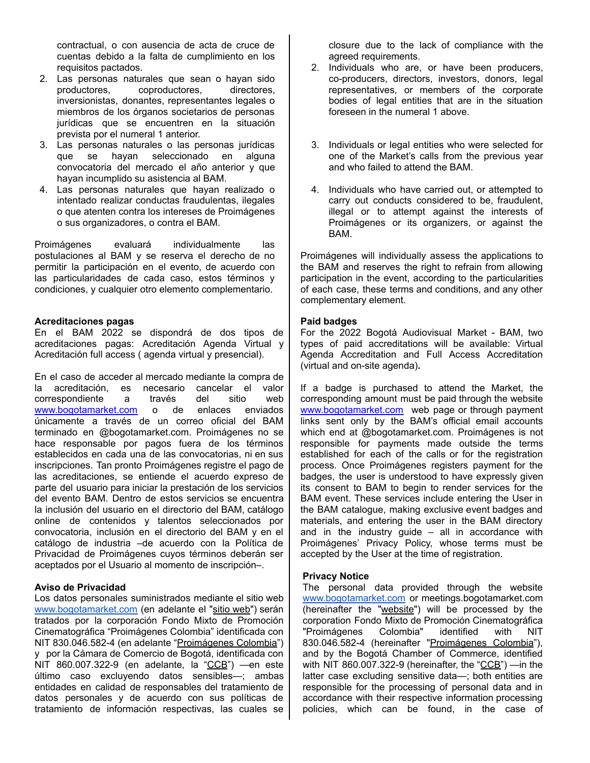contractual, o con ausencia de acta de cruce de cuentas debido a la falta de cumplimiento en los requisitos pactados.

2. Las personas naturales que sean o hayan sido productores, coproductores, directores, inversionistas, donantes, representantes legales o miembros de los órganos societarios de personas jurídicas que se encuentren en la situación prevista por el numeral 1 anterior.
3. Las personas naturales o las personas jurídicas que se hayan seleccionado en alguna convocatoria del mercado el año anterior y que hayan incumplido su asistencia al BAM.
4. Las personas naturales que hayan realizado o intentado realizar conductas fraudulentas, ilegales o que atenten contra los intereses de Proimágenes o sus organizadores, o contra el BAM.

Proimágenes evaluará individualmente las postulaciones al BAM y se reserva el derecho de no permitir la participación en el evento, de acuerdo con las particularidades de cada caso, estos términos y condiciones, y cualquier otro elemento complementario.

**Acreditaciones pagas**
En el BAM 2022 se dispondrá de dos tipos de acreditaciones pagas: Acreditación Agenda Virtual y Acreditación full access ( agenda virtual y presencial).

En el caso de acceder al mercado mediante la compra de la acreditación, es necesario cancelar el valor correspondiente a través del sitio web www.bogotamarket.com o de enlaces enviados únicamente a través de un correo oficial del BAM terminado en @bogotamarket.com. Proimágenes no se hace responsable por pagos fuera de los términos establecidos en cada una de las convocatorias, ni en sus inscripciones. Tan pronto Proimágenes registre el pago de las acreditaciones, se entiende el acuerdo expreso de parte del usuario para iniciar la prestación de los servicios del evento BAM. Dentro de estos servicios se encuentra la inclusión del usuario en el directorio del BAM, catálogo online de contenidos y talentos seleccionados por convocatoria, inclusión en el directorio del BAM y en el catálogo de industria –de acuerdo con la Política de Privacidad de Proimágenes cuyos términos deberán ser aceptados por el Usuario al momento de inscripción–.

**Aviso de Privacidad**
Los datos personales suministrados mediante el sitio web www.bogotamarket.com (en adelante el "sitio web") serán tratados por la corporación Fondo Mixto de Promoción Cinematográfica "Proimágenes Colombia" identificada con NIT 830.046.582-4 (en adelante "Proimágenes Colombia") y por la Cámara de Comercio de Bogotá, identificada con NIT 860.007.322-9 (en adelante, la "CCB") —en este último caso excluyendo datos sensibles—; ambas entidades en calidad de responsables del tratamiento de datos personales y de acuerdo con sus políticas de tratamiento de información respectivas, las cuales se

closure due to the lack of compliance with the agreed requirements.

2. Individuals who are, or have been producers, co-producers, directors, investors, donors, legal representatives, or members of the corporate bodies of legal entities that are in the situation foreseen in the numeral 1 above.
3. Individuals or legal entities who were selected for one of the Market's calls from the previous year and who failed to attend the BAM.
4. Individuals who have carried out, or attempted to carry out conducts considered to be, fraudulent, illegal or to attempt against the interests of Proimágenes or its organizers, or against the BAM.

Proimágenes will individually assess the applications to the BAM and reserves the right to refrain from allowing participation in the event, according to the particularities of each case, these terms and conditions, and any other complementary element.

**Paid badges**
For the 2022 Bogotá Audiovisual Market - BAM, two types of paid accreditations will be available: Virtual Agenda Accreditation and Full Access Accreditation (virtual and on-site agenda).

If a badge is purchased to attend the Market, the corresponding amount must be paid through the website www.bogotamarket.com web page or through payment links sent only by the BAM's official email accounts which end at @bogotamarket.com. Proimágenes is not responsible for payments made outside the terms established for each of the calls or for the registration process. Once Proimágenes registers payment for the badges, the user is understood to have expressly given its consent to BAM to begin to render services for the BAM event. These services include entering the User in the BAM catalogue, making exclusive event badges and materials, and entering the user in the BAM directory and in the industry guide – all in accordance with Proimágenes' Privacy Policy, whose terms must be accepted by the User at the time of registration.

**Privacy Notice**
The personal data provided through the website www.bogotamarket.com or meetings.bogotamarket.com (hereinafter the "website") will be processed by the corporation Fondo Mixto de Promoción Cinematográfica "Proimágenes Colombia" identified with NIT 830.046.582-4 (hereinafter "Proimágenes Colombia"), and by the Bogotá Chamber of Commerce, identified with NIT 860.007.322-9 (hereinafter, the "CCB") —in the latter case excluding sensitive data—; both entities are responsible for the processing of personal data and in accordance with their respective information processing policies, which can be found, in the case of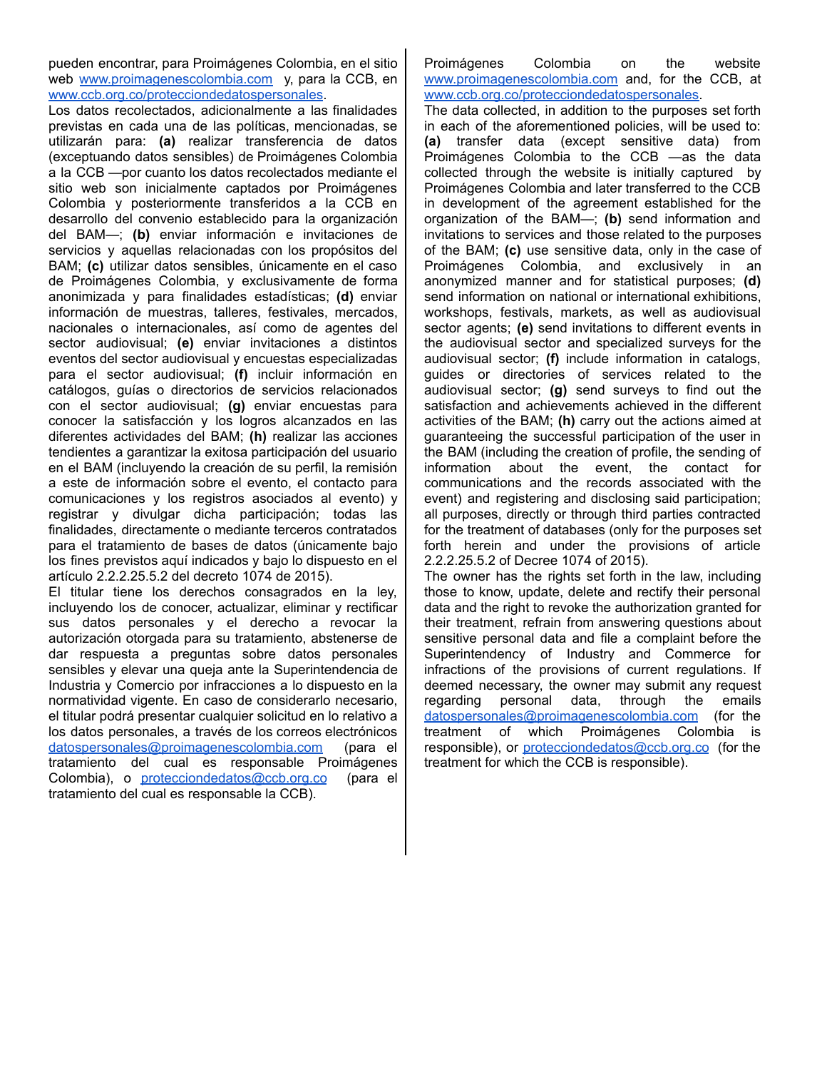pueden encontrar, para Proimágenes Colombia, en el sitio web www.proimagenescolombia.com y, para la CCB, en www.ccb.org.co/protecciondedatospersonales.

Los datos recolectados, adicionalmente a las finalidades previstas en cada una de las políticas, mencionadas, se utilizarán para: **(a)** realizar transferencia de datos (exceptuando datos sensibles) de Proimágenes Colombia a la CCB —por cuanto los datos recolectados mediante el sitio web son inicialmente captados por Proimágenes Colombia y posteriormente transferidos a la CCB en desarrollo del convenio establecido para la organización del BAM—; **(b)** enviar información e invitaciones de servicios y aquellas relacionadas con los propósitos del BAM; **(c)** utilizar datos sensibles, únicamente en el caso de Proimágenes Colombia, y exclusivamente de forma anonimizada y para finalidades estadísticas; **(d)** enviar información de muestras, talleres, festivales, mercados, nacionales o internacionales, así como de agentes del sector audiovisual; **(e)** enviar invitaciones a distintos eventos del sector audiovisual y encuestas especializadas para el sector audiovisual; **(f)** incluir información en catálogos, guías o directorios de servicios relacionados con el sector audiovisual; **(g)** enviar encuestas para conocer la satisfacción y los logros alcanzados en las diferentes actividades del BAM; **(h)** realizar las acciones tendientes a garantizar la exitosa participación del usuario en el BAM (incluyendo la creación de su perfil, la remisión a este de información sobre el evento, el contacto para comunicaciones y los registros asociados al evento) y registrar y divulgar dicha participación; todas las finalidades, directamente o mediante terceros contratados para el tratamiento de bases de datos (únicamente bajo los fines previstos aquí indicados y bajo lo dispuesto en el artículo 2.2.2.25.5.2 del decreto 1074 de 2015).

El titular tiene los derechos consagrados en la ley, incluyendo los de conocer, actualizar, eliminar y rectificar sus datos personales y el derecho a revocar la autorización otorgada para su tratamiento, abstenerse de dar respuesta a preguntas sobre datos personales sensibles y elevar una queja ante la Superintendencia de Industria y Comercio por infracciones a lo dispuesto en la normatividad vigente. En caso de considerarlo necesario, el titular podrá presentar cualquier solicitud en lo relativo a los datos personales, a través de los correos electrónicos datospersonales@proimagenescolombia.com (para el tratamiento del cual es responsable Proimágenes Colombia), o protecciondedatos@ccb.org.co (para el tratamiento del cual es responsable la CCB).

Proimágenes Colombia on the website www.proimagenescolombia.com and, for the CCB, at www.ccb.org.co/protecciondedatospersonales.

The data collected, in addition to the purposes set forth in each of the aforementioned policies, will be used to: **(a)** transfer data (except sensitive data) from Proimágenes Colombia to the CCB —as the data collected through the website is initially captured by Proimágenes Colombia and later transferred to the CCB in development of the agreement established for the organization of the BAM—; **(b)** send information and invitations to services and those related to the purposes of the BAM; **(c)** use sensitive data, only in the case of Proimágenes Colombia, and exclusively in an anonymized manner and for statistical purposes; **(d)** send information on national or international exhibitions, workshops, festivals, markets, as well as audiovisual sector agents; **(e)** send invitations to different events in the audiovisual sector and specialized surveys for the audiovisual sector; **(f)** include information in catalogs, guides or directories of services related to the audiovisual sector; **(g)** send surveys to find out the satisfaction and achievements achieved in the different activities of the BAM; **(h)** carry out the actions aimed at guaranteeing the successful participation of the user in the BAM (including the creation of profile, the sending of information about the event, the contact for communications and the records associated with the event) and registering and disclosing said participation; all purposes, directly or through third parties contracted for the treatment of databases (only for the purposes set forth herein and under the provisions of article 2.2.2.25.5.2 of Decree 1074 of 2015).

The owner has the rights set forth in the law, including those to know, update, delete and rectify their personal data and the right to revoke the authorization granted for their treatment, refrain from answering questions about sensitive personal data and file a complaint before the Superintendency of Industry and Commerce for infractions of the provisions of current regulations. If deemed necessary, the owner may submit any request regarding personal data, through the emails datospersonales@proimagenescolombia.com (for the treatment of which Proimágenes Colombia is responsible), or protecciondedatos@ccb.org.co (for the treatment for which the CCB is responsible).